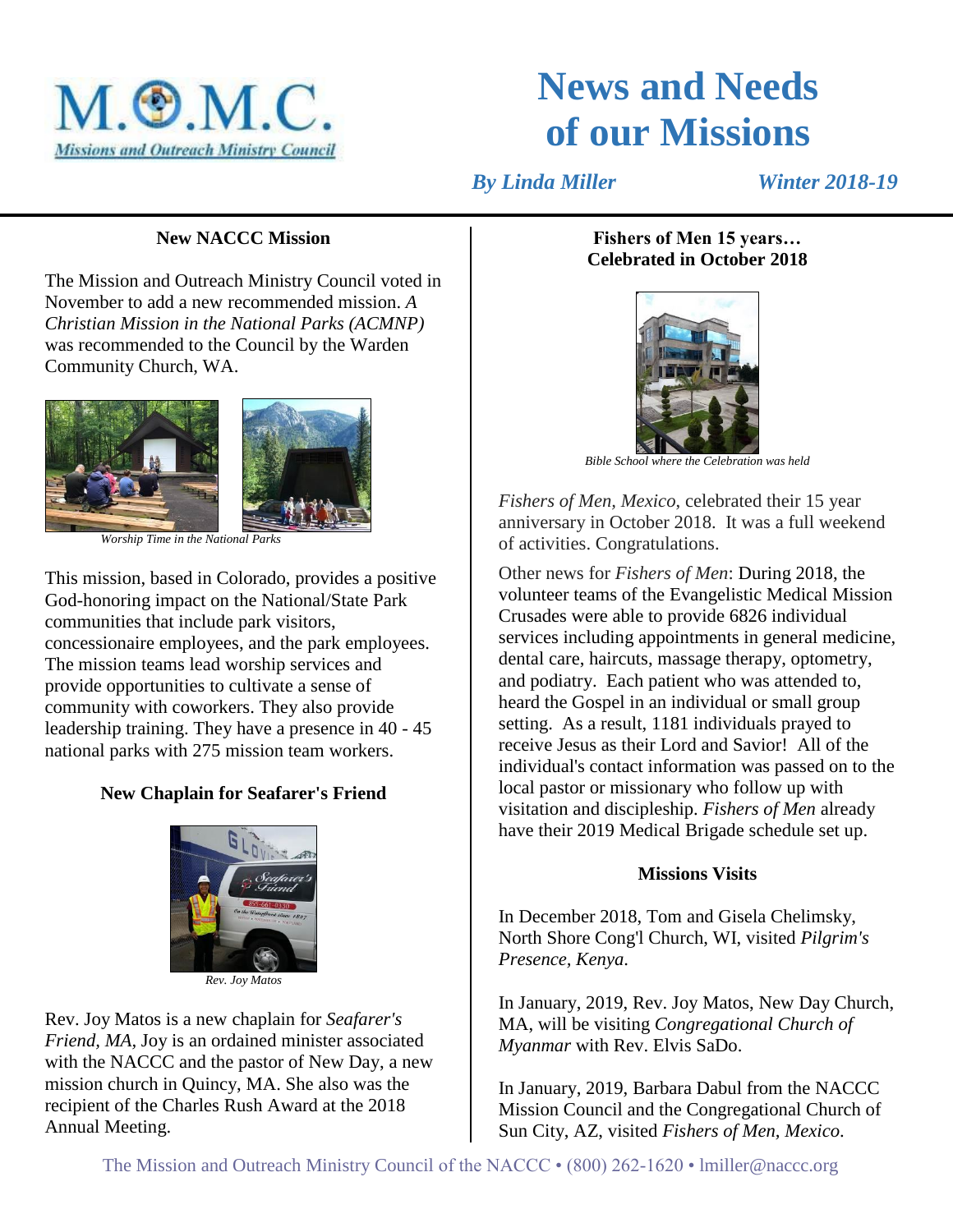M.O.M.C.

Missions and Outreach Ministry Council

# News and Needs of our Missions

*By Linda Miller* *Winter 2018-19*

### New NACCC Mission

The Mission and Outreach Ministry Council voted in November to add a new recommended mission. *A Christian Mission in the National Parks (ACMNP)* was recommended to the Council by the Warden Community Church, WA.

*Worship Time in the National Parks*

This mission, based in Colorado, provides a positive God-honoring impact on the National/State Park communities that include park visitors, concessionaire employees, and the park employees. The mission teams lead worship services and provide opportunities to cultivate a sense of community with coworkers. They also provide leadership training. They have a presence in 40 - 45 national parks with 275 mission team workers.

### New Chaplain for Seafarer's Friend

*Rev. Joy Matos*

Rev. Joy Matos is a new chaplain for *Seafarer's Friend, MA,* Joy is an ordained minister associated with the NACCC and the pastor of New Day, a new mission church in Quincy, MA. She also was the recipient of the Charles Rush Award at the 2018 Annual Meeting.

### Fishers of Men 15 years… Celebrated in October 2018

*Bible School where the Celebration was held*

*Fishers of Men, Mexico*, celebrated their 15 year anniversary in October 2018. It was a full weekend of activities. Congratulations.

Other news for *Fishers of Men*: During 2018, the volunteer teams of the Evangelistic Medical Mission Crusades were able to provide 6826 individual services including appointments in general medicine, dental care, haircuts, massage therapy, optometry, and podiatry. Each patient who was attended to, heard the Gospel in an individual or small group setting. As a result, 1181 individuals prayed to receive Jesus as their Lord and Savior! All of the individual's contact information was passed on to the local pastor or missionary who follow up with visitation and discipleship. *Fishers of Men* already have their 2019 Medical Brigade schedule set up.

### Missions Visits

In December 2018, Tom and Gisela Chelimsky, North Shore Cong'l Church, WI, visited *Pilgrim's Presence, Kenya*.

In January, 2019, Rev. Joy Matos, New Day Church, MA, will be visiting *Congregational Church of Myanmar* with Rev. Elvis SaDo.

In January, 2019, Barbara Dabul from the NACCC Mission Council and the Congregational Church of Sun City, AZ, visited *Fishers of Men, Mexico.*

The Mission and Outreach Ministry Council of the NACCC • (800) 262-1620 • lmiller@naccc.org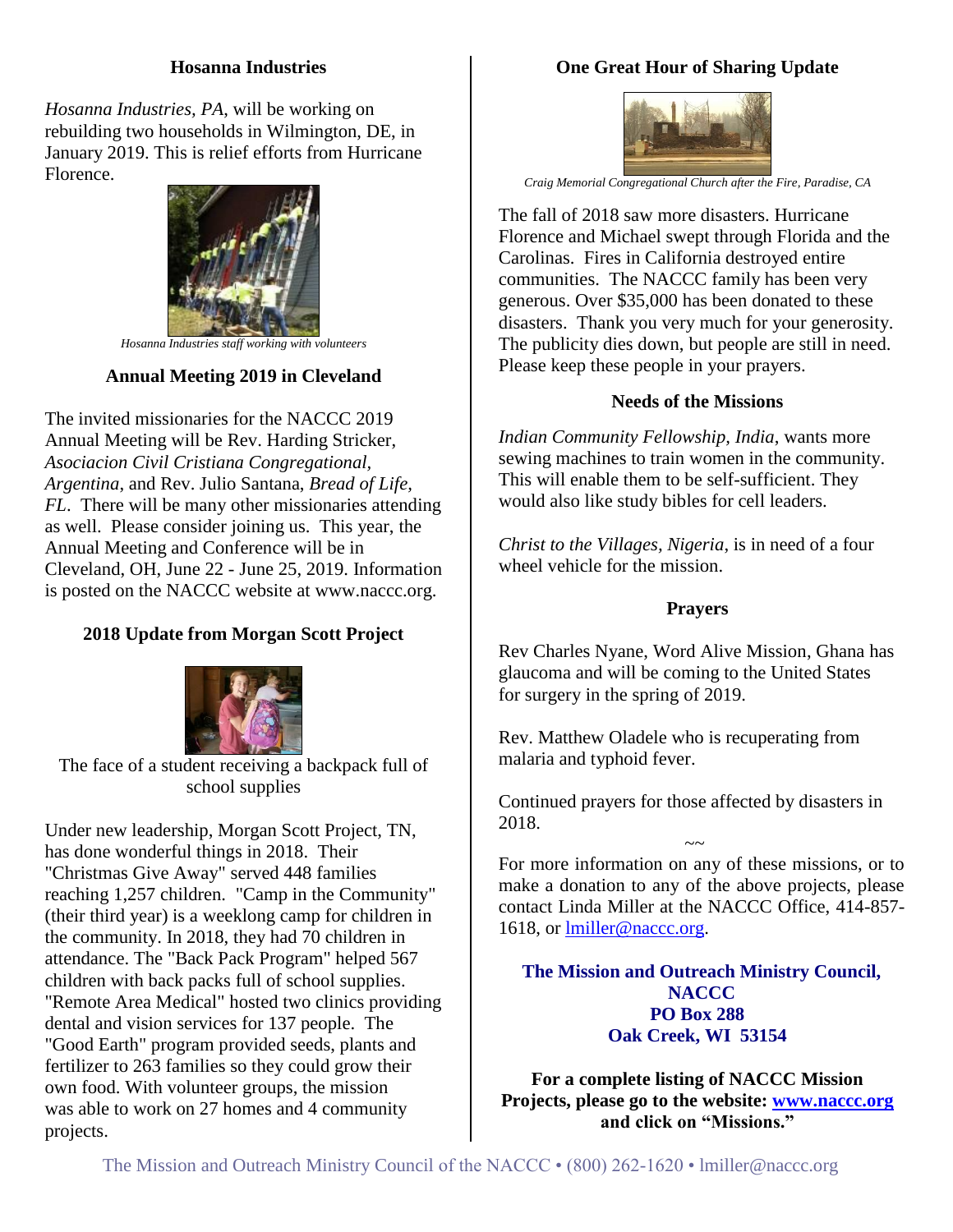### Hosanna Industries

*Hosanna Industries, PA*, will be working on rebuilding two households in Wilmington, DE, in January 2019. This is relief efforts from Hurricane Florence.

*Hosanna Industries staff working with volunteers*

### Annual Meeting 2019 in Cleveland

The invited missionaries for the NACCC 2019 Annual Meeting will be Rev. Harding Stricker, *Asociacion Civil Cristiana Congregational, Argentina*, and Rev. Julio Santana, *Bread of Life, FL*. There will be many other missionaries attending as well. Please consider joining us. This year, the Annual Meeting and Conference will be in Cleveland, OH, June 22 - June 25, 2019. Information is posted on the NACCC website at www.naccc.org.

### 2018 Update from Morgan Scott Project

The face of a student receiving a backpack full of school supplies

Under new leadership, Morgan Scott Project, TN, has done wonderful things in 2018. Their "Christmas Give Away" served 448 families reaching 1,257 children. "Camp in the Community" (their third year) is a weeklong camp for children in the community. In 2018, they had 70 children in attendance. The "Back Pack Program" helped 567 children with back packs full of school supplies. "Remote Area Medical" hosted two clinics providing dental and vision services for 137 people. The "Good Earth" program provided seeds, plants and fertilizer to 263 families so they could grow their own food. With volunteer groups, the mission was able to work on 27 homes and 4 community projects.

### One Great Hour of Sharing Update

*Craig Memorial Congregational Church after the Fire, Paradise, CA*

The fall of 2018 saw more disasters. Hurricane Florence and Michael swept through Florida and the Carolinas. Fires in California destroyed entire communities. The NACCC family has been very generous. Over $35,000 has been donated to these disasters. Thank you very much for your generosity. The publicity dies down, but people are still in need. Please keep these people in your prayers.

### Needs of the Missions

*Indian Community Fellowship, India*, wants more sewing machines to train women in the community. This will enable them to be self-sufficient. They would also like study bibles for cell leaders.

*Christ to the Villages, Nigeria*, is in need of a four wheel vehicle for the mission.

### Prayers

Rev Charles Nyane, Word Alive Mission, Ghana has glaucoma and will be coming to the United States for surgery in the spring of 2019.

Rev. Matthew Oladele who is recuperating from malaria and typhoid fever.

Continued prayers for those affected by disasters in 2018.

~~

For more information on any of these missions, or to make a donation to any of the above projects, please contact Linda Miller at the NACCC Office, 414-857-1618, or lmiller@naccc.org.

**The Mission and Outreach Ministry Council, NACCC**
**PO Box 288**
**Oak Creek, WI 53154**

**For a complete listing of NACCC Mission Projects, please go to the website: www.naccc.org and click on "Missions."**

The Mission and Outreach Ministry Council of the NACCC • (800) 262-1620 • lmiller@naccc.org